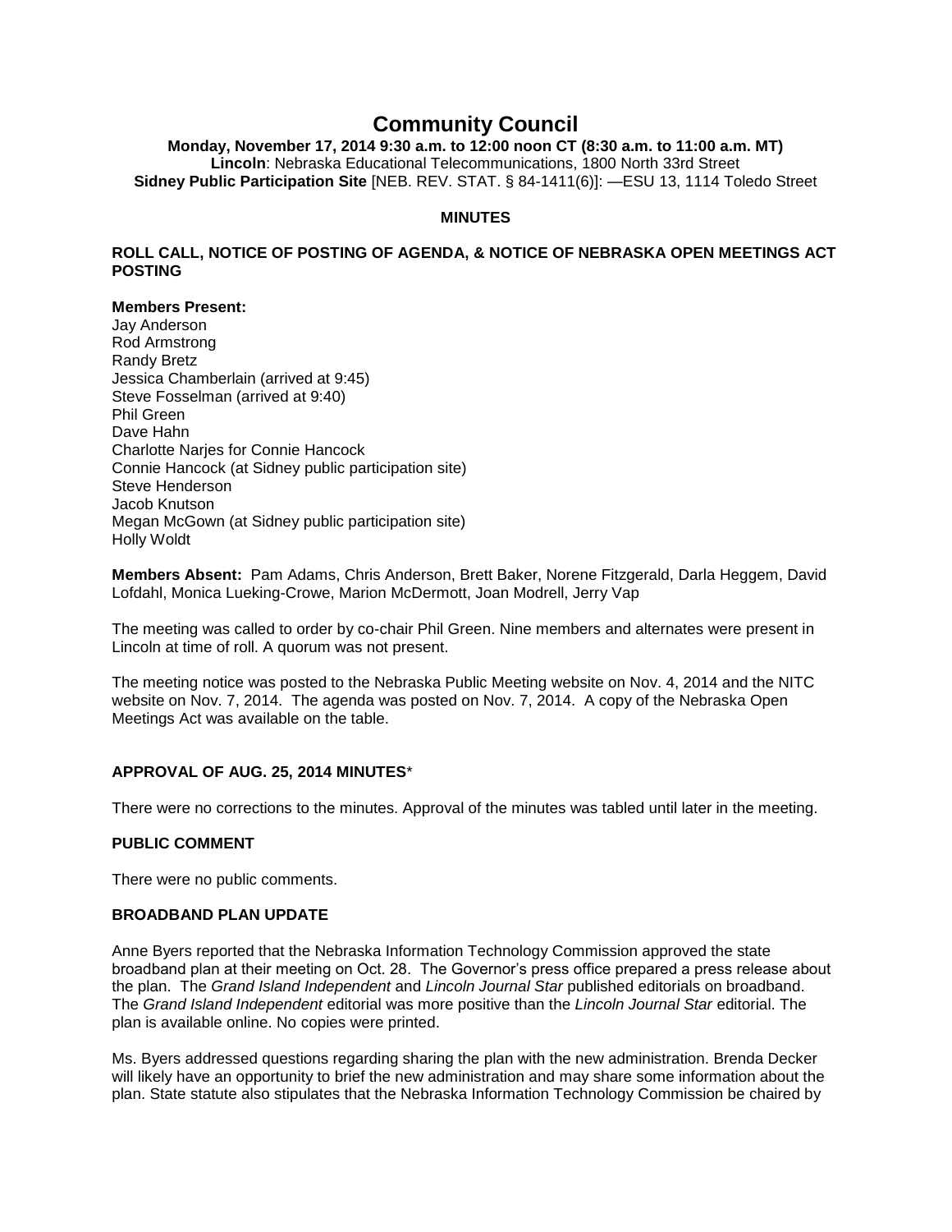# Community Council

**Monday, November 17, 2014 9:30 a.m. to 12:00 noon CT (8:30 a.m. to 11:00 a.m. MT)**
**Lincoln**: Nebraska Educational Telecommunications, 1800 North 33rd Street
**Sidney Public Participation Site** [NEB. REV. STAT. § 84-1411(6)]: —ESU 13, 1114 Toledo Street

## MINUTES

### ROLL CALL, NOTICE OF POSTING OF AGENDA, & NOTICE OF NEBRASKA OPEN MEETINGS ACT POSTING

**Members Present:**
Jay Anderson
Rod Armstrong
Randy Bretz
Jessica Chamberlain (arrived at 9:45)
Steve Fosselman (arrived at 9:40)
Phil Green
Dave Hahn
Charlotte Narjes for Connie Hancock
Connie Hancock (at Sidney public participation site)
Steve Henderson
Jacob Knutson
Megan McGown (at Sidney public participation site)
Holly Woldt

**Members Absent:** Pam Adams, Chris Anderson, Brett Baker, Norene Fitzgerald, Darla Heggem, David Lofdahl, Monica Lueking-Crowe, Marion McDermott, Joan Modrell, Jerry Vap

The meeting was called to order by co-chair Phil Green. Nine members and alternates were present in Lincoln at time of roll. A quorum was not present.

The meeting notice was posted to the Nebraska Public Meeting website on Nov. 4, 2014 and the NITC website on Nov. 7, 2014. The agenda was posted on Nov. 7, 2014. A copy of the Nebraska Open Meetings Act was available on the table.

### APPROVAL OF AUG. 25, 2014 MINUTES*

There were no corrections to the minutes. Approval of the minutes was tabled until later in the meeting.

### PUBLIC COMMENT

There were no public comments.

### BROADBAND PLAN UPDATE

Anne Byers reported that the Nebraska Information Technology Commission approved the state broadband plan at their meeting on Oct. 28. The Governor's press office prepared a press release about the plan. The *Grand Island Independent* and *Lincoln Journal Star* published editorials on broadband. The *Grand Island Independent* editorial was more positive than the *Lincoln Journal Star* editorial. The plan is available online. No copies were printed.

Ms. Byers addressed questions regarding sharing the plan with the new administration. Brenda Decker will likely have an opportunity to brief the new administration and may share some information about the plan. State statute also stipulates that the Nebraska Information Technology Commission be chaired by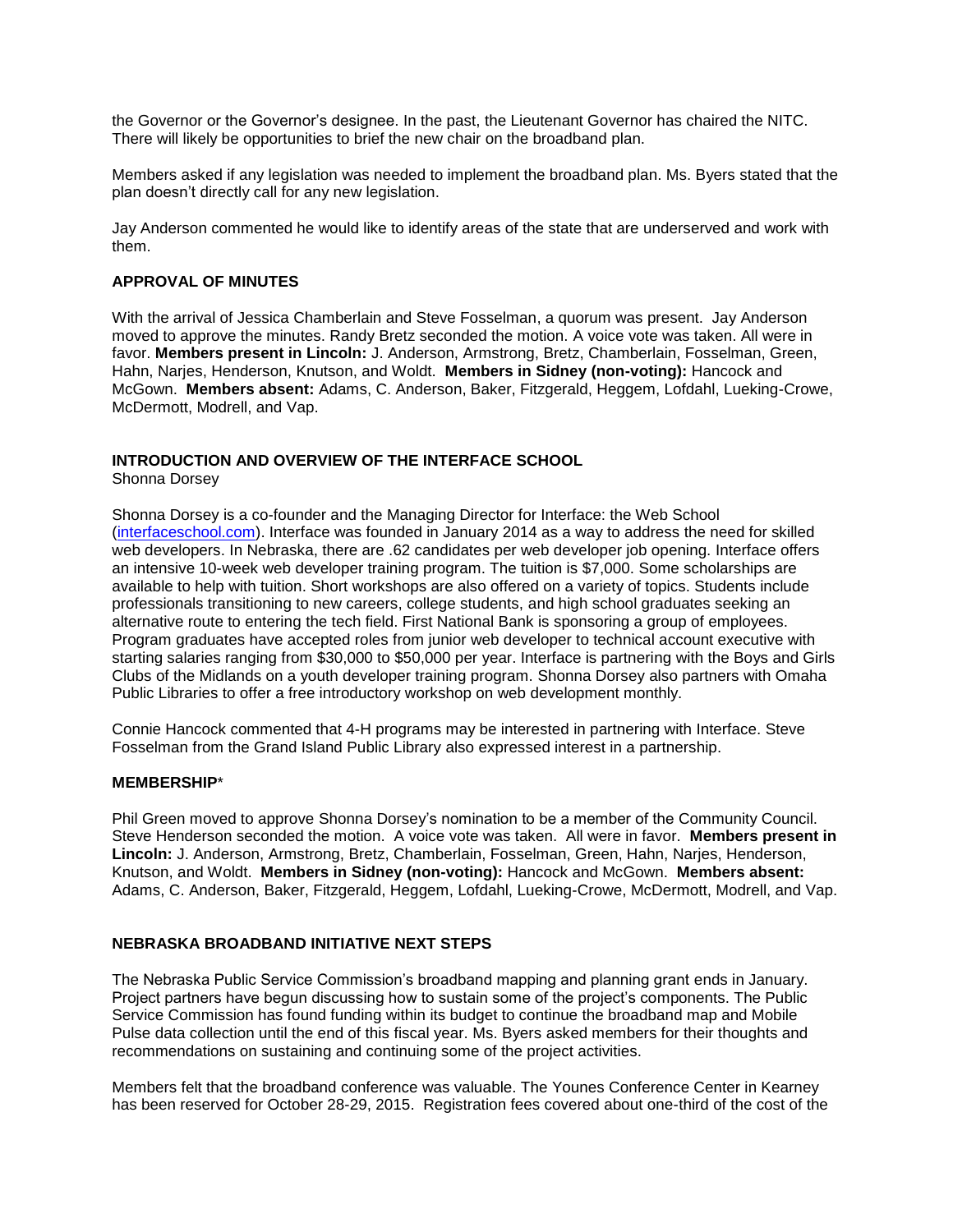the Governor or the Governor's designee. In the past, the Lieutenant Governor has chaired the NITC. There will likely be opportunities to brief the new chair on the broadband plan.

Members asked if any legislation was needed to implement the broadband plan. Ms. Byers stated that the plan doesn't directly call for any new legislation.

Jay Anderson commented he would like to identify areas of the state that are underserved and work with them.

## APPROVAL OF MINUTES

With the arrival of Jessica Chamberlain and Steve Fosselman, a quorum was present. Jay Anderson moved to approve the minutes. Randy Bretz seconded the motion. A voice vote was taken. All were in favor. **Members present in Lincoln:** J. Anderson, Armstrong, Bretz, Chamberlain, Fosselman, Green, Hahn, Narjes, Henderson, Knutson, and Woldt. **Members in Sidney (non-voting):** Hancock and McGown. **Members absent:** Adams, C. Anderson, Baker, Fitzgerald, Heggem, Lofdahl, Lueking-Crowe, McDermott, Modrell, and Vap.

## INTRODUCTION AND OVERVIEW OF THE INTERFACE SCHOOL

Shonna Dorsey

Shonna Dorsey is a co-founder and the Managing Director for Interface: the Web School (interfaceschool.com). Interface was founded in January 2014 as a way to address the need for skilled web developers. In Nebraska, there are .62 candidates per web developer job opening. Interface offers an intensive 10-week web developer training program. The tuition is $7,000. Some scholarships are available to help with tuition. Short workshops are also offered on a variety of topics. Students include professionals transitioning to new careers, college students, and high school graduates seeking an alternative route to entering the tech field. First National Bank is sponsoring a group of employees. Program graduates have accepted roles from junior web developer to technical account executive with starting salaries ranging from $30,000 to $50,000 per year. Interface is partnering with the Boys and Girls Clubs of the Midlands on a youth developer training program. Shonna Dorsey also partners with Omaha Public Libraries to offer a free introductory workshop on web development monthly.

Connie Hancock commented that 4-H programs may be interested in partnering with Interface. Steve Fosselman from the Grand Island Public Library also expressed interest in a partnership.

## MEMBERSHIP*

Phil Green moved to approve Shonna Dorsey's nomination to be a member of the Community Council. Steve Henderson seconded the motion. A voice vote was taken. All were in favor. **Members present in Lincoln:** J. Anderson, Armstrong, Bretz, Chamberlain, Fosselman, Green, Hahn, Narjes, Henderson, Knutson, and Woldt. **Members in Sidney (non-voting):** Hancock and McGown. **Members absent:** Adams, C. Anderson, Baker, Fitzgerald, Heggem, Lofdahl, Lueking-Crowe, McDermott, Modrell, and Vap.

## NEBRASKA BROADBAND INITIATIVE NEXT STEPS

The Nebraska Public Service Commission's broadband mapping and planning grant ends in January. Project partners have begun discussing how to sustain some of the project's components. The Public Service Commission has found funding within its budget to continue the broadband map and Mobile Pulse data collection until the end of this fiscal year. Ms. Byers asked members for their thoughts and recommendations on sustaining and continuing some of the project activities.

Members felt that the broadband conference was valuable. The Younes Conference Center in Kearney has been reserved for October 28-29, 2015. Registration fees covered about one-third of the cost of the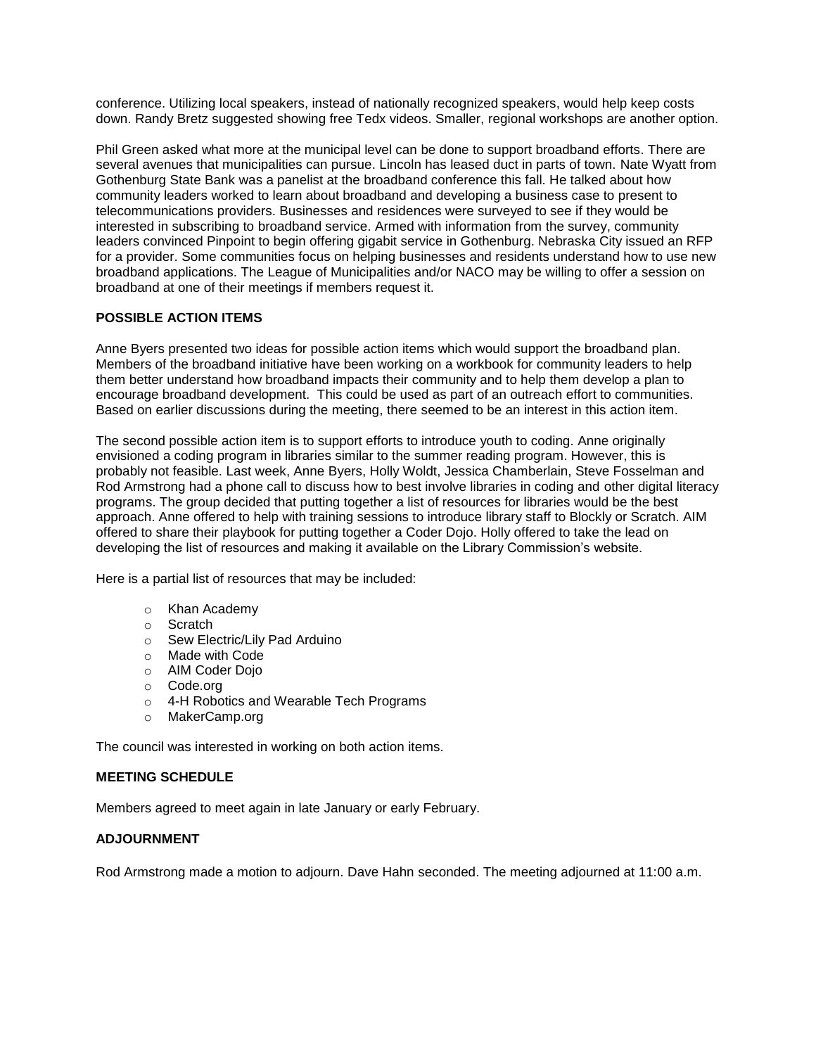conference. Utilizing local speakers, instead of nationally recognized speakers, would help keep costs down. Randy Bretz suggested showing free Tedx videos. Smaller, regional workshops are another option.

Phil Green asked what more at the municipal level can be done to support broadband efforts. There are several avenues that municipalities can pursue. Lincoln has leased duct in parts of town. Nate Wyatt from Gothenburg State Bank was a panelist at the broadband conference this fall. He talked about how community leaders worked to learn about broadband and developing a business case to present to telecommunications providers. Businesses and residences were surveyed to see if they would be interested in subscribing to broadband service. Armed with information from the survey, community leaders convinced Pinpoint to begin offering gigabit service in Gothenburg. Nebraska City issued an RFP for a provider. Some communities focus on helping businesses and residents understand how to use new broadband applications. The League of Municipalities and/or NACO may be willing to offer a session on broadband at one of their meetings if members request it.

**POSSIBLE ACTION ITEMS**

Anne Byers presented two ideas for possible action items which would support the broadband plan. Members of the broadband initiative have been working on a workbook for community leaders to help them better understand how broadband impacts their community and to help them develop a plan to encourage broadband development. This could be used as part of an outreach effort to communities. Based on earlier discussions during the meeting, there seemed to be an interest in this action item.

The second possible action item is to support efforts to introduce youth to coding. Anne originally envisioned a coding program in libraries similar to the summer reading program. However, this is probably not feasible. Last week, Anne Byers, Holly Woldt, Jessica Chamberlain, Steve Fosselman and Rod Armstrong had a phone call to discuss how to best involve libraries in coding and other digital literacy programs. The group decided that putting together a list of resources for libraries would be the best approach. Anne offered to help with training sessions to introduce library staff to Blockly or Scratch. AIM offered to share their playbook for putting together a Coder Dojo. Holly offered to take the lead on developing the list of resources and making it available on the Library Commission's website.

Here is a partial list of resources that may be included:

- Khan Academy
- Scratch
- Sew Electric/Lily Pad Arduino
- Made with Code
- AIM Coder Dojo
- Code.org
- 4-H Robotics and Wearable Tech Programs
- MakerCamp.org

The council was interested in working on both action items.

**MEETING SCHEDULE**

Members agreed to meet again in late January or early February.

**ADJOURNMENT**

Rod Armstrong made a motion to adjourn. Dave Hahn seconded. The meeting adjourned at 11:00 a.m.